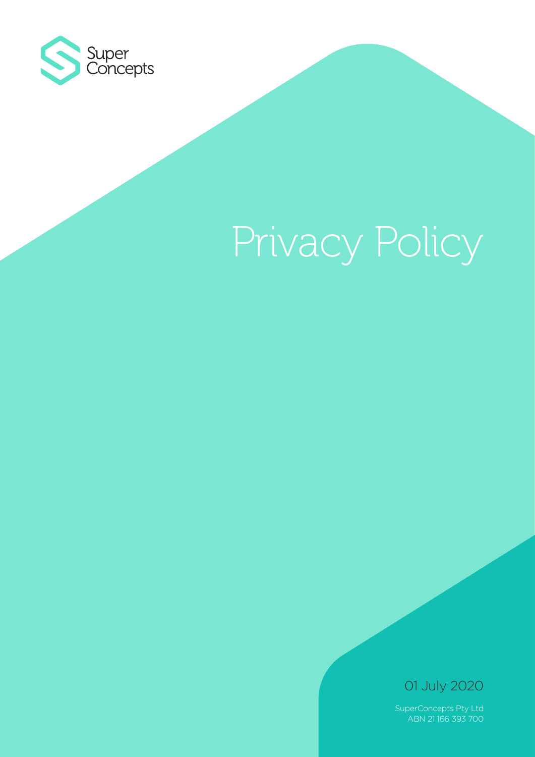Super Concepts

# Privacy Policy

01 July 2020

SuperConcepts Pty Ltd
ABN 21 166 393 700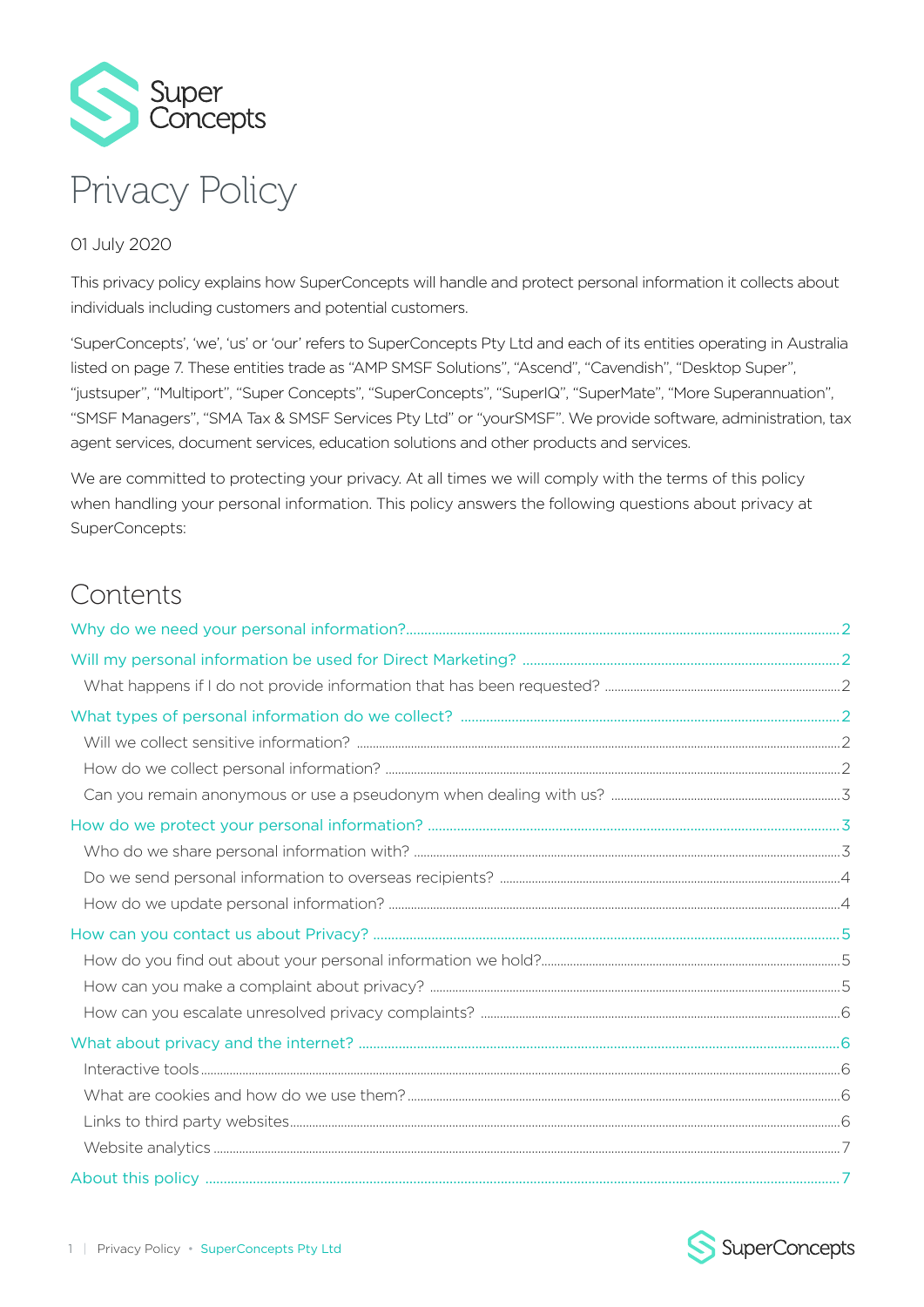# Privacy Policy

01 July 2020

This privacy policy explains how SuperConcepts will handle and protect personal information it collects about individuals including customers and potential customers.

'SuperConcepts', 'we', 'us' or 'our' refers to SuperConcepts Pty Ltd and each of its entities operating in Australia listed on page 7. These entities trade as "AMP SMSF Solutions", "Ascend", "Cavendish", "Desktop Super", "justsuper", "Multiport", "Super Concepts", "SuperConcepts", "SuperIQ", "SuperMate", "More Superannuation", "SMSF Managers", "SMA Tax & SMSF Services Pty Ltd" or "yourSMSF". We provide software, administration, tax agent services, document services, education solutions and other products and services.

We are committed to protecting your privacy. At all times we will comply with the terms of this policy when handling your personal information. This policy answers the following questions about privacy at SuperConcepts:

## Contents

- Why do we need your personal information? ..... 2
- Will my personal information be used for Direct Marketing? ..... 2
  - What happens if I do not provide information that has been requested? ..... 2
- What types of personal information do we collect? ..... 2
  - Will we collect sensitive information? ..... 2
  - How do we collect personal information? ..... 2
  - Can you remain anonymous or use a pseudonym when dealing with us? ..... 3
- How do we protect your personal information? ..... 3
  - Who do we share personal information with? ..... 3
  - Do we send personal information to overseas recipients? ..... 4
  - How do we update personal information? ..... 4
- How can you contact us about Privacy? ..... 5
  - How do you find out about your personal information we hold? ..... 5
  - How can you make a complaint about privacy? ..... 5
  - How can you escalate unresolved privacy complaints? ..... 6
- What about privacy and the internet? ..... 6
  - Interactive tools ..... 6
  - What are cookies and how do we use them? ..... 6
  - Links to third party websites ..... 6
  - Website analytics ..... 7
- About this policy ..... 7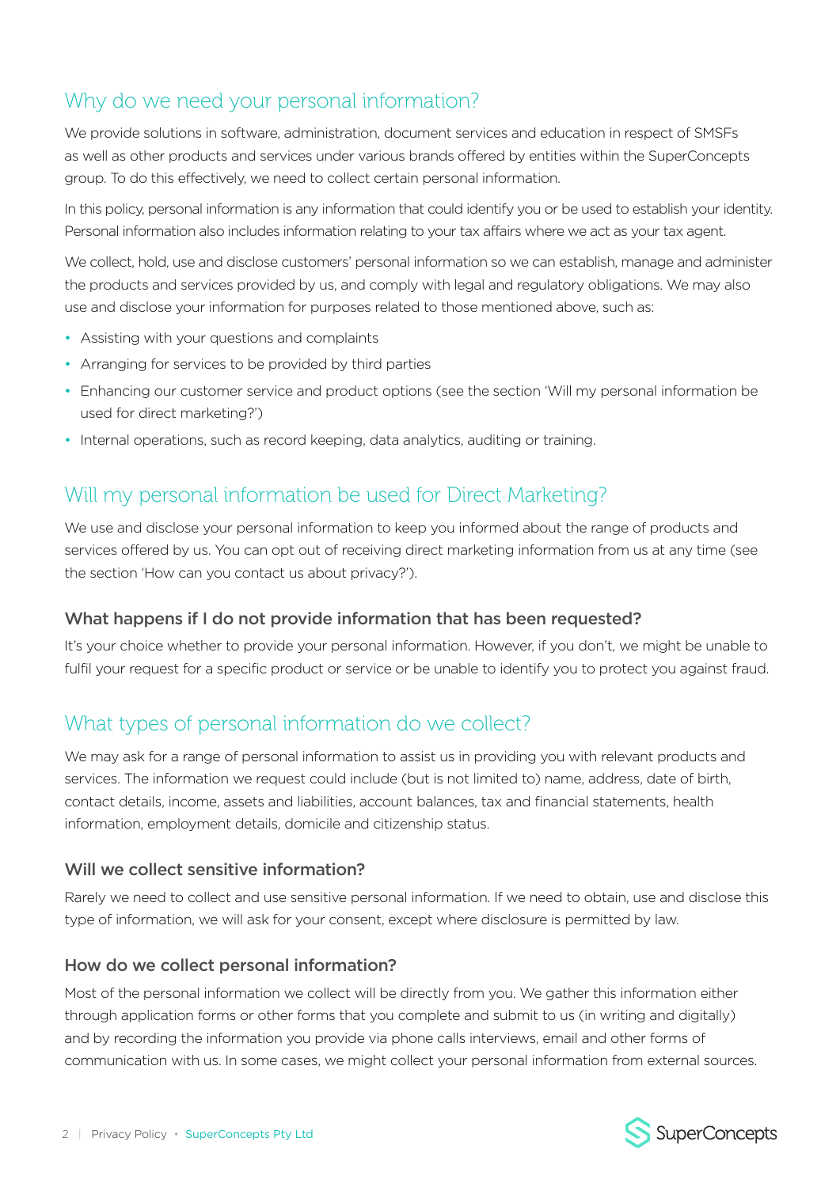## Why do we need your personal information?

We provide solutions in software, administration, document services and education in respect of SMSFs as well as other products and services under various brands offered by entities within the SuperConcepts group. To do this effectively, we need to collect certain personal information.

In this policy, personal information is any information that could identify you or be used to establish your identity. Personal information also includes information relating to your tax affairs where we act as your tax agent.

We collect, hold, use and disclose customers' personal information so we can establish, manage and administer the products and services provided by us, and comply with legal and regulatory obligations. We may also use and disclose your information for purposes related to those mentioned above, such as:

- Assisting with your questions and complaints
- Arranging for services to be provided by third parties
- Enhancing our customer service and product options (see the section 'Will my personal information be used for direct marketing?')
- Internal operations, such as record keeping, data analytics, auditing or training.

## Will my personal information be used for Direct Marketing?

We use and disclose your personal information to keep you informed about the range of products and services offered by us. You can opt out of receiving direct marketing information from us at any time (see the section 'How can you contact us about privacy?').

### What happens if I do not provide information that has been requested?

It's your choice whether to provide your personal information. However, if you don't, we might be unable to fulfil your request for a specific product or service or be unable to identify you to protect you against fraud.

## What types of personal information do we collect?

We may ask for a range of personal information to assist us in providing you with relevant products and services. The information we request could include (but is not limited to) name, address, date of birth, contact details, income, assets and liabilities, account balances, tax and financial statements, health information, employment details, domicile and citizenship status.

### Will we collect sensitive information?

Rarely we need to collect and use sensitive personal information. If we need to obtain, use and disclose this type of information, we will ask for your consent, except where disclosure is permitted by law.

### How do we collect personal information?

Most of the personal information we collect will be directly from you. We gather this information either through application forms or other forms that you complete and submit to us (in writing and digitally) and by recording the information you provide via phone calls interviews, email and other forms of communication with us. In some cases, we might collect your personal information from external sources.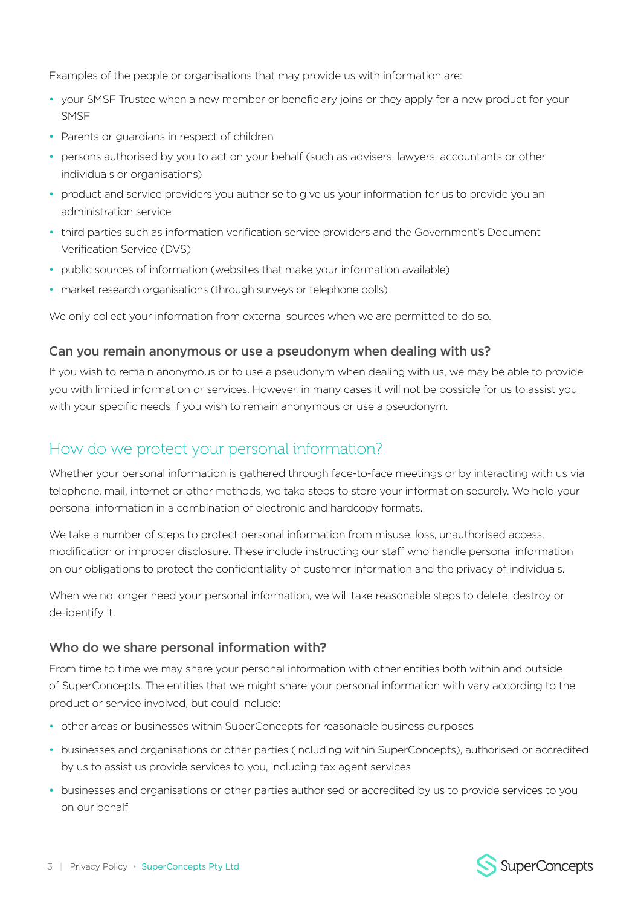Examples of the people or organisations that may provide us with information are:

- your SMSF Trustee when a new member or beneficiary joins or they apply for a new product for your SMSF
- Parents or guardians in respect of children
- persons authorised by you to act on your behalf (such as advisers, lawyers, accountants or other individuals or organisations)
- product and service providers you authorise to give us your information for us to provide you an administration service
- third parties such as information verification service providers and the Government's Document Verification Service (DVS)
- public sources of information (websites that make your information available)
- market research organisations (through surveys or telephone polls)

We only collect your information from external sources when we are permitted to do so.

### Can you remain anonymous or use a pseudonym when dealing with us?

If you wish to remain anonymous or to use a pseudonym when dealing with us, we may be able to provide you with limited information or services. However, in many cases it will not be possible for us to assist you with your specific needs if you wish to remain anonymous or use a pseudonym.

## How do we protect your personal information?

Whether your personal information is gathered through face-to-face meetings or by interacting with us via telephone, mail, internet or other methods, we take steps to store your information securely. We hold your personal information in a combination of electronic and hardcopy formats.

We take a number of steps to protect personal information from misuse, loss, unauthorised access, modification or improper disclosure. These include instructing our staff who handle personal information on our obligations to protect the confidentiality of customer information and the privacy of individuals.

When we no longer need your personal information, we will take reasonable steps to delete, destroy or de-identify it.

### Who do we share personal information with?

From time to time we may share your personal information with other entities both within and outside of SuperConcepts. The entities that we might share your personal information with vary according to the product or service involved, but could include:

- other areas or businesses within SuperConcepts for reasonable business purposes
- businesses and organisations or other parties (including within SuperConcepts), authorised or accredited by us to assist us provide services to you, including tax agent services
- businesses and organisations or other parties authorised or accredited by us to provide services to you on our behalf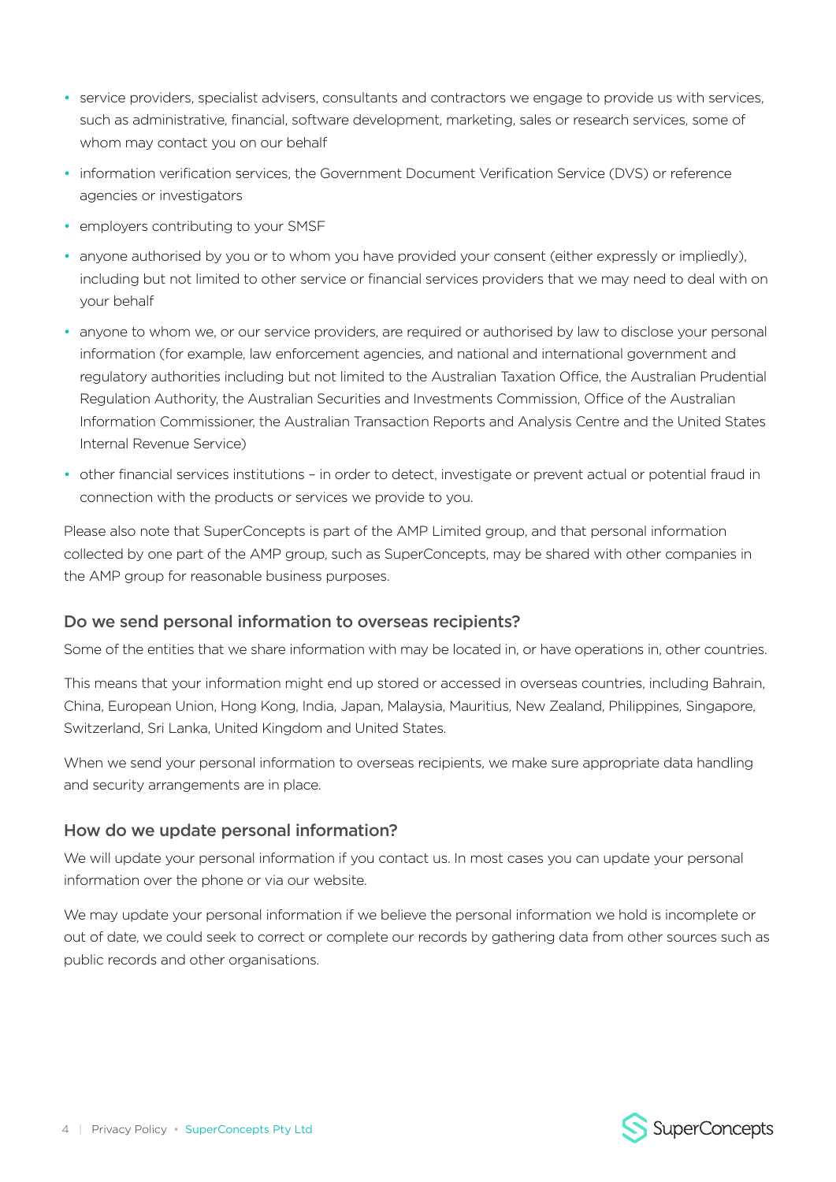- service providers, specialist advisers, consultants and contractors we engage to provide us with services, such as administrative, financial, software development, marketing, sales or research services, some of whom may contact you on our behalf
- information verification services, the Government Document Verification Service (DVS) or reference agencies or investigators
- employers contributing to your SMSF
- anyone authorised by you or to whom you have provided your consent (either expressly or impliedly), including but not limited to other service or financial services providers that we may need to deal with on your behalf
- anyone to whom we, or our service providers, are required or authorised by law to disclose your personal information (for example, law enforcement agencies, and national and international government and regulatory authorities including but not limited to the Australian Taxation Office, the Australian Prudential Regulation Authority, the Australian Securities and Investments Commission, Office of the Australian Information Commissioner, the Australian Transaction Reports and Analysis Centre and the United States Internal Revenue Service)
- other financial services institutions – in order to detect, investigate or prevent actual or potential fraud in connection with the products or services we provide to you.

Please also note that SuperConcepts is part of the AMP Limited group, and that personal information collected by one part of the AMP group, such as SuperConcepts, may be shared with other companies in the AMP group for reasonable business purposes.

### Do we send personal information to overseas recipients?

Some of the entities that we share information with may be located in, or have operations in, other countries.

This means that your information might end up stored or accessed in overseas countries, including Bahrain, China, European Union, Hong Kong, India, Japan, Malaysia, Mauritius, New Zealand, Philippines, Singapore, Switzerland, Sri Lanka, United Kingdom and United States.

When we send your personal information to overseas recipients, we make sure appropriate data handling and security arrangements are in place.

### How do we update personal information?

We will update your personal information if you contact us. In most cases you can update your personal information over the phone or via our website.

We may update your personal information if we believe the personal information we hold is incomplete or out of date, we could seek to correct or complete our records by gathering data from other sources such as public records and other organisations.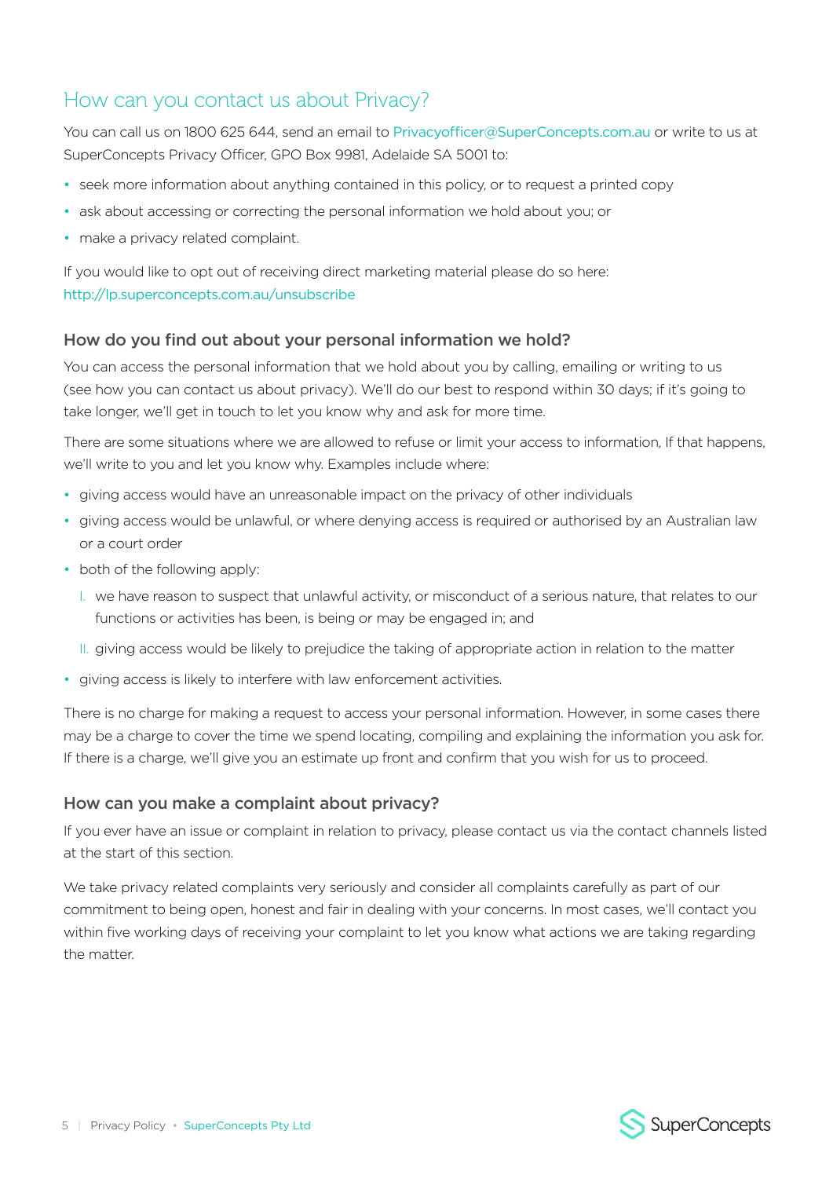## How can you contact us about Privacy?

You can call us on 1800 625 644, send an email to Privacyofficer@SuperConcepts.com.au or write to us at SuperConcepts Privacy Officer, GPO Box 9981, Adelaide SA 5001 to:

- seek more information about anything contained in this policy, or to request a printed copy
- ask about accessing or correcting the personal information we hold about you; or
- make a privacy related complaint.

If you would like to opt out of receiving direct marketing material please do so here:
http://lp.superconcepts.com.au/unsubscribe

### How do you find out about your personal information we hold?

You can access the personal information that we hold about you by calling, emailing or writing to us (see how you can contact us about privacy). We'll do our best to respond within 30 days; if it's going to take longer, we'll get in touch to let you know why and ask for more time.

There are some situations where we are allowed to refuse or limit your access to information, If that happens, we'll write to you and let you know why. Examples include where:

- giving access would have an unreasonable impact on the privacy of other individuals
- giving access would be unlawful, or where denying access is required or authorised by an Australian law or a court order
- both of the following apply:
  I. we have reason to suspect that unlawful activity, or misconduct of a serious nature, that relates to our functions or activities has been, is being or may be engaged in; and
  II. giving access would be likely to prejudice the taking of appropriate action in relation to the matter
- giving access is likely to interfere with law enforcement activities.

There is no charge for making a request to access your personal information. However, in some cases there may be a charge to cover the time we spend locating, compiling and explaining the information you ask for. If there is a charge, we'll give you an estimate up front and confirm that you wish for us to proceed.

### How can you make a complaint about privacy?

If you ever have an issue or complaint in relation to privacy, please contact us via the contact channels listed at the start of this section.

We take privacy related complaints very seriously and consider all complaints carefully as part of our commitment to being open, honest and fair in dealing with your concerns. In most cases, we'll contact you within five working days of receiving your complaint to let you know what actions we are taking regarding the matter.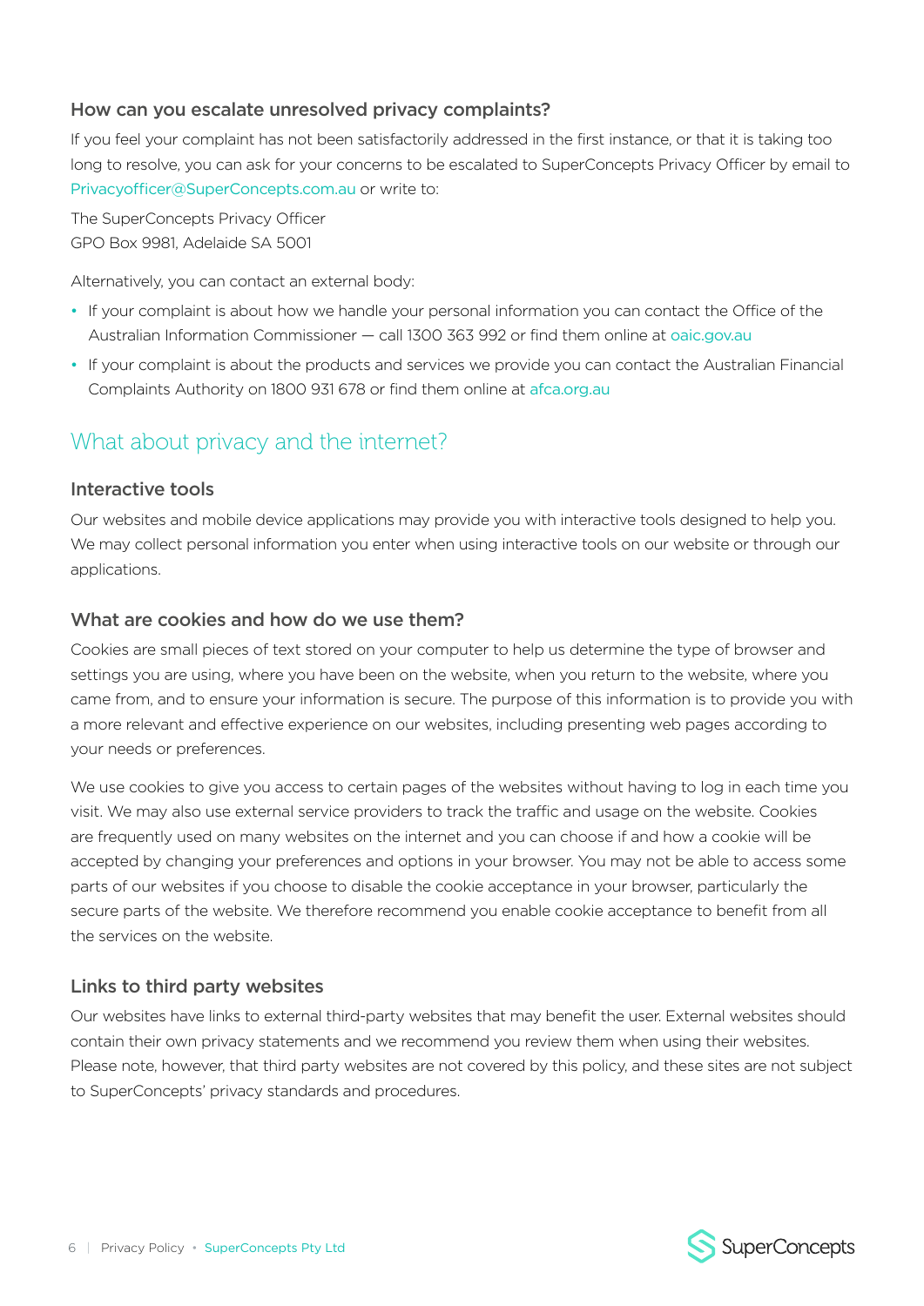### How can you escalate unresolved privacy complaints?

If you feel your complaint has not been satisfactorily addressed in the first instance, or that it is taking too long to resolve, you can ask for your concerns to be escalated to SuperConcepts Privacy Officer by email to Privacyofficer@SuperConcepts.com.au or write to:

The SuperConcepts Privacy Officer
GPO Box 9981, Adelaide SA 5001

Alternatively, you can contact an external body:

- If your complaint is about how we handle your personal information you can contact the Office of the Australian Information Commissioner — call 1300 363 992 or find them online at oaic.gov.au
- If your complaint is about the products and services we provide you can contact the Australian Financial Complaints Authority on 1800 931 678 or find them online at afca.org.au

## What about privacy and the internet?

### Interactive tools

Our websites and mobile device applications may provide you with interactive tools designed to help you. We may collect personal information you enter when using interactive tools on our website or through our applications.

### What are cookies and how do we use them?

Cookies are small pieces of text stored on your computer to help us determine the type of browser and settings you are using, where you have been on the website, when you return to the website, where you came from, and to ensure your information is secure. The purpose of this information is to provide you with a more relevant and effective experience on our websites, including presenting web pages according to your needs or preferences.

We use cookies to give you access to certain pages of the websites without having to log in each time you visit. We may also use external service providers to track the traffic and usage on the website. Cookies are frequently used on many websites on the internet and you can choose if and how a cookie will be accepted by changing your preferences and options in your browser. You may not be able to access some parts of our websites if you choose to disable the cookie acceptance in your browser, particularly the secure parts of the website. We therefore recommend you enable cookie acceptance to benefit from all the services on the website.

### Links to third party websites

Our websites have links to external third-party websites that may benefit the user. External websites should contain their own privacy statements and we recommend you review them when using their websites. Please note, however, that third party websites are not covered by this policy, and these sites are not subject to SuperConcepts' privacy standards and procedures.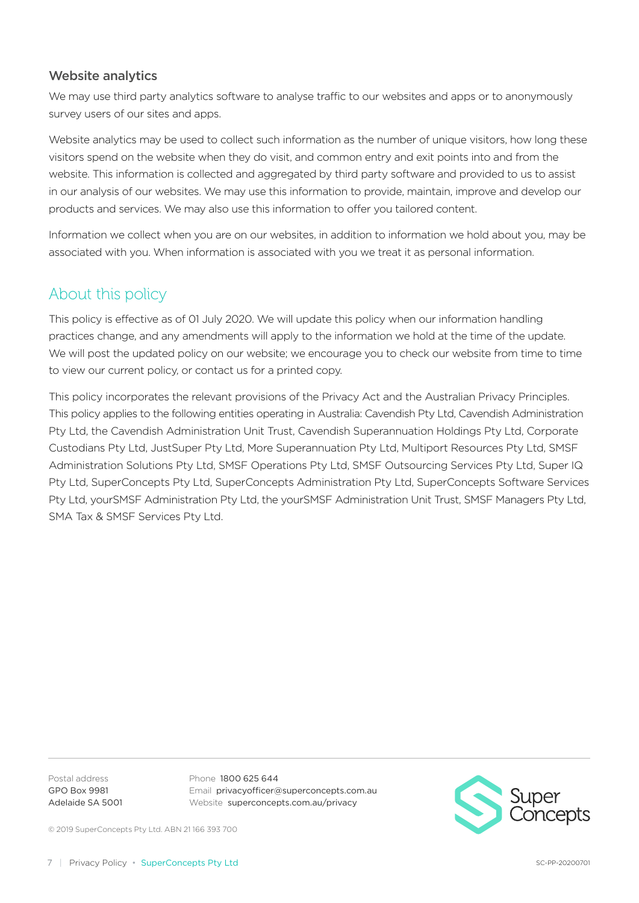### Website analytics

We may use third party analytics software to analyse traffic to our websites and apps or to anonymously survey users of our sites and apps.

Website analytics may be used to collect such information as the number of unique visitors, how long these visitors spend on the website when they do visit, and common entry and exit points into and from the website. This information is collected and aggregated by third party software and provided to us to assist in our analysis of our websites. We may use this information to provide, maintain, improve and develop our products and services. We may also use this information to offer you tailored content.

Information we collect when you are on our websites, in addition to information we hold about you, may be associated with you. When information is associated with you we treat it as personal information.

## About this policy

This policy is effective as of 01 July 2020. We will update this policy when our information handling practices change, and any amendments will apply to the information we hold at the time of the update. We will post the updated policy on our website; we encourage you to check our website from time to time to view our current policy, or contact us for a printed copy.

This policy incorporates the relevant provisions of the Privacy Act and the Australian Privacy Principles. This policy applies to the following entities operating in Australia: Cavendish Pty Ltd, Cavendish Administration Pty Ltd, the Cavendish Administration Unit Trust, Cavendish Superannuation Holdings Pty Ltd, Corporate Custodians Pty Ltd, JustSuper Pty Ltd, More Superannuation Pty Ltd, Multiport Resources Pty Ltd, SMSF Administration Solutions Pty Ltd, SMSF Operations Pty Ltd, SMSF Outsourcing Services Pty Ltd, Super IQ Pty Ltd, SuperConcepts Pty Ltd, SuperConcepts Administration Pty Ltd, SuperConcepts Software Services Pty Ltd, yourSMSF Administration Pty Ltd, the yourSMSF Administration Unit Trust, SMSF Managers Pty Ltd, SMA Tax & SMSF Services Pty Ltd.

Postal address
GPO Box 9981
Adelaide SA 5001

Phone 1800 625 644
Email privacyofficer@superconcepts.com.au
Website superconcepts.com.au/privacy

Super Concepts

© 2019 SuperConcepts Pty Ltd. ABN 21 166 393 700